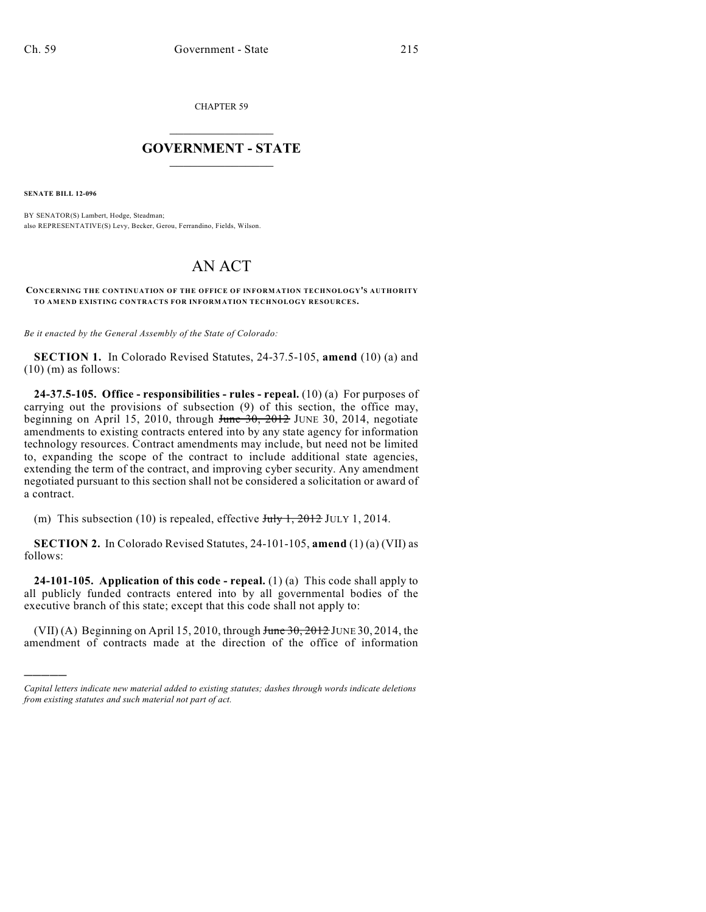CHAPTER 59

# GOVERNMENT - STATE

**SENATE BILL 12-096**

BY SENATOR(S) Lambert, Hodge, Steadman;
also REPRESENTATIVE(S) Levy, Becker, Gerou, Ferrandino, Fields, Wilson.

# AN ACT

**CONCERNING THE CONTINUATION OF THE OFFICE OF INFORMATION TECHNOLOGY'S AUTHORITY TO AMEND EXISTING CONTRACTS FOR INFORMATION TECHNOLOGY RESOURCES.**

*Be it enacted by the General Assembly of the State of Colorado:*

**SECTION 1.** In Colorado Revised Statutes, 24-37.5-105, **amend** (10) (a) and (10) (m) as follows:

**24-37.5-105. Office - responsibilities - rules - repeal.** (10) (a) For purposes of carrying out the provisions of subsection (9) of this section, the office may, beginning on April 15, 2010, through ~~June 30, 2012~~ JUNE 30, 2014, negotiate amendments to existing contracts entered into by any state agency for information technology resources. Contract amendments may include, but need not be limited to, expanding the scope of the contract to include additional state agencies, extending the term of the contract, and improving cyber security. Any amendment negotiated pursuant to this section shall not be considered a solicitation or award of a contract.

(m) This subsection (10) is repealed, effective ~~July 1, 2012~~ JULY 1, 2014.

**SECTION 2.** In Colorado Revised Statutes, 24-101-105, **amend** (1) (a) (VII) as follows:

**24-101-105. Application of this code - repeal.** (1) (a) This code shall apply to all publicly funded contracts entered into by all governmental bodies of the executive branch of this state; except that this code shall not apply to:

(VII) (A) Beginning on April 15, 2010, through ~~June 30, 2012~~ JUNE 30, 2014, the amendment of contracts made at the direction of the office of information

*Capital letters indicate new material added to existing statutes; dashes through words indicate deletions from existing statutes and such material not part of act.*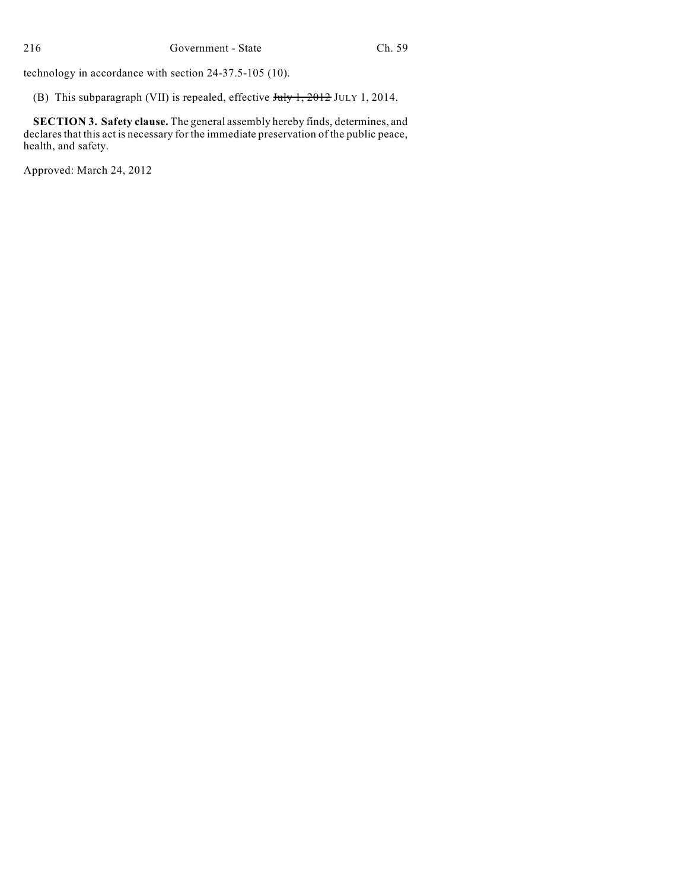technology in accordance with section 24-37.5-105 (10).

(B) This subparagraph (VII) is repealed, effective ~~July 1, 2012~~ JULY 1, 2014.

**SECTION 3. Safety clause.** The general assembly hereby finds, determines, and declares that this act is necessary for the immediate preservation of the public peace, health, and safety.

Approved: March 24, 2012